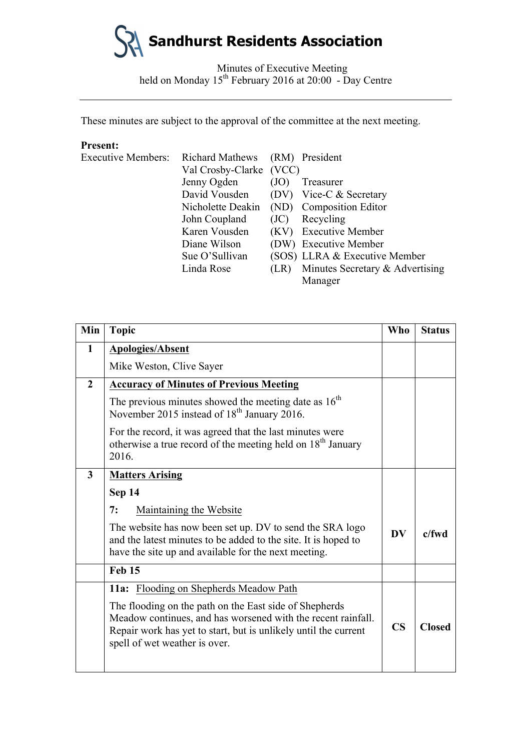# Sandhurst Residents Association

Minutes of Executive Meeting
held on Monday 15th February 2016 at 20:00 - Day Centre

---

These minutes are subject to the approval of the committee at the next meeting.

**Present:**

| Executive Members: | | | |
|---|---|---|---|
| | Richard Mathews | (RM) | President |
| | Val Crosby-Clarke | (VCC) | |
| | Jenny Ogden | (JO) | Treasurer |
| | David Vousden | (DV) | Vice-C & Secretary |
| | Nicholette Deakin | (ND) | Composition Editor |
| | John Coupland | (JC) | Recycling |
| | Karen Vousden | (KV) | Executive Member |
| | Diane Wilson | (DW) | Executive Member |
| | Sue O'Sullivan | (SOS) | LLRA & Executive Member |
| | Linda Rose | (LR) | Minutes Secretary & Advertising Manager |

| Min | Topic | Who | Status |
|---|---|---|---|
| **1** | **Apologies/Absent**<br><br>Mike Weston, Clive Sayer | | |
| **2** | **Accuracy of Minutes of Previous Meeting**<br><br>The previous minutes showed the meeting date as 16th November 2015 instead of 18th January 2016.<br><br>For the record, it was agreed that the last minutes were otherwise a true record of the meeting held on 18th January 2016. | | |
| **3** | **Matters Arising**<br><br>**Sep 14**<br><br>**7:** Maintaining the Website<br><br>The website has now been set up. DV to send the SRA logo and the latest minutes to be added to the site. It is hoped to have the site up and available for the next meeting. | **DV** | **c/fwd** |
| | **Feb 15** | | |
| | **11a:** Flooding on Shepherds Meadow Path<br><br>The flooding on the path on the East side of Shepherds Meadow continues, and has worsened with the recent rainfall. Repair work has yet to start, but is unlikely until the current spell of wet weather is over. | **CS** | **Closed** |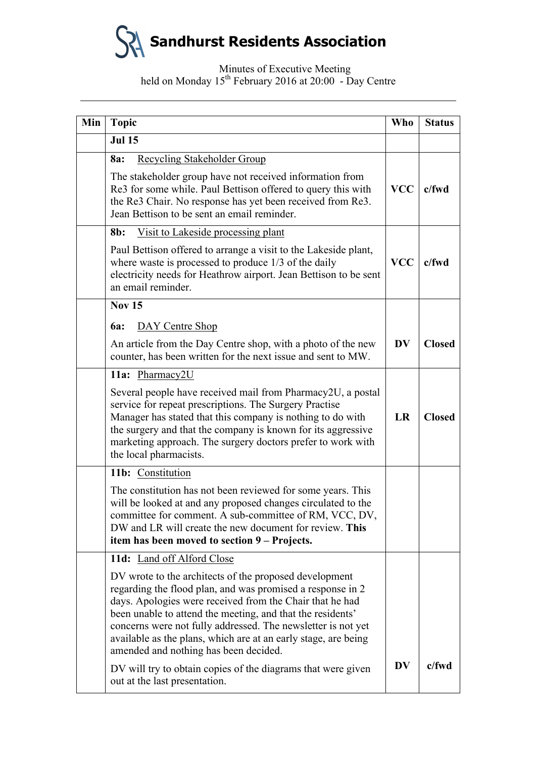# Sandhurst Residents Association

Minutes of Executive Meeting
held on Monday 15th February 2016 at 20:00 - Day Centre

| Min | Topic | Who | Status |
|---|---|---|---|
| | **Jul 15** | | |
| | **8a:** Recycling Stakeholder Group<br><br>The stakeholder group have not received information from Re3 for some while. Paul Bettison offered to query this with the Re3 Chair. No response has yet been received from Re3. Jean Bettison to be sent an email reminder. | **VCC** | **c/fwd** |
| | **8b:** Visit to Lakeside processing plant<br><br>Paul Bettison offered to arrange a visit to the Lakeside plant, where waste is processed to produce 1/3 of the daily electricity needs for Heathrow airport. Jean Bettison to be sent an email reminder. | **VCC** | **c/fwd** |
| | **Nov 15**<br><br>**6a:** DAY Centre Shop<br><br>An article from the Day Centre shop, with a photo of the new counter, has been written for the next issue and sent to MW. | **DV** | **Closed** |
| | **11a:** Pharmacy2U<br><br>Several people have received mail from Pharmacy2U, a postal service for repeat prescriptions. The Surgery Practise Manager has stated that this company is nothing to do with the surgery and that the company is known for its aggressive marketing approach. The surgery doctors prefer to work with the local pharmacists. | **LR** | **Closed** |
| | **11b:** Constitution<br><br>The constitution has not been reviewed for some years. This will be looked at and any proposed changes circulated to the committee for comment. A sub-committee of RM, VCC, DV, DW and LR will create the new document for review. **This item has been moved to section 9 – Projects.** | | |
| | **11d:** Land off Alford Close<br><br>DV wrote to the architects of the proposed development regarding the flood plan, and was promised a response in 2 days. Apologies were received from the Chair that he had been unable to attend the meeting, and that the residents' concerns were not fully addressed. The newsletter is not yet available as the plans, which are at an early stage, are being amended and nothing has been decided.<br><br>DV will try to obtain copies of the diagrams that were given out at the last presentation. | **DV** | **c/fwd** |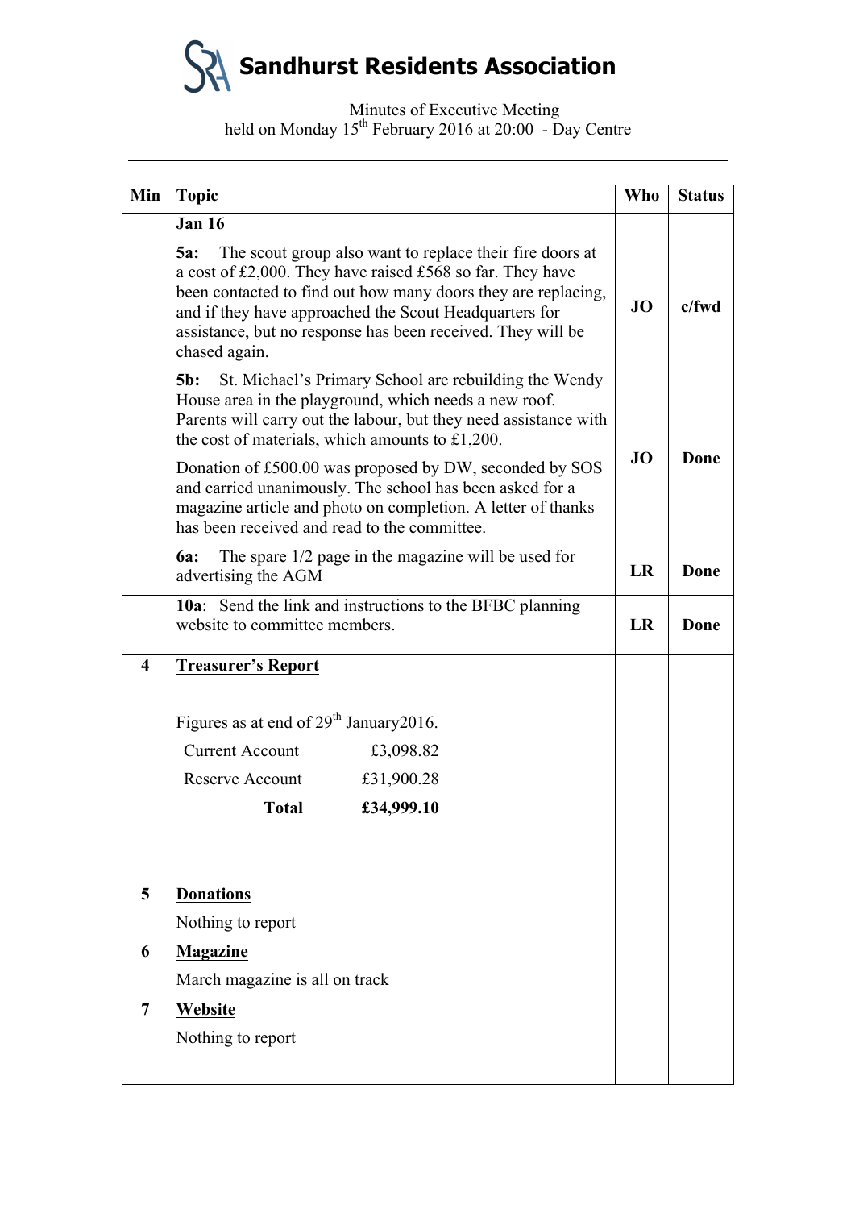# Sandhurst Residents Association

Minutes of Executive Meeting
held on Monday 15th February 2016 at 20:00 - Day Centre

| Min | Topic | Who | Status |
|---|---|---|---|
| | **Jan 16** | | |
| | **5a:** The scout group also want to replace their fire doors at a cost of £2,000. They have raised £568 so far. They have been contacted to find out how many doors they are replacing, and if they have approached the Scout Headquarters for assistance, but no response has been received. They will be chased again. | **JO** | **c/fwd** |
| | **5b:** St. Michael's Primary School are rebuilding the Wendy House area in the playground, which needs a new roof. Parents will carry out the labour, but they need assistance with the cost of materials, which amounts to £1,200. Donation of £500.00 was proposed by DW, seconded by SOS and carried unanimously. The school has been asked for a magazine article and photo on completion. A letter of thanks has been received and read to the committee. | **JO** | **Done** |
| | **6a:** The spare 1/2 page in the magazine will be used for advertising the AGM | **LR** | **Done** |
| | **10a**: Send the link and instructions to the BFBC planning website to committee members. | **LR** | **Done** |
| **4** | **Treasurer's Report**<br><br>Figures as at end of 29th January2016.<br>Current Account £3,098.82<br>Reserve Account £31,900.28<br>**Total** **£34,999.10** | | |
| **5** | **Donations**<br>Nothing to report | | |
| **6** | **Magazine**<br>March magazine is all on track | | |
| **7** | **Website**<br>Nothing to report | | |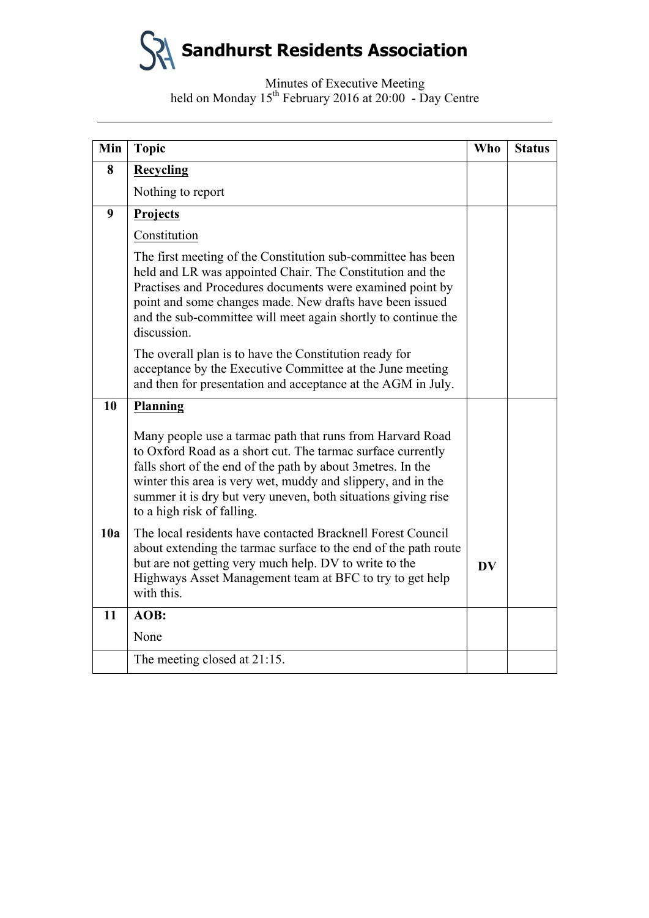# Sandhurst Residents Association

Minutes of Executive Meeting
held on Monday 15th February 2016 at 20:00 - Day Centre

| Min | Topic | Who | Status |
|---|---|---|---|
| 8 | **Recycling**<br><br>Nothing to report | | |
| 9 | **Projects**<br><br>Constitution<br><br>The first meeting of the Constitution sub-committee has been held and LR was appointed Chair. The Constitution and the Practises and Procedures documents were examined point by point and some changes made. New drafts have been issued and the sub-committee will meet again shortly to continue the discussion.<br><br>The overall plan is to have the Constitution ready for acceptance by the Executive Committee at the June meeting and then for presentation and acceptance at the AGM in July. | | |
| 10 | **Planning**<br><br>Many people use a tarmac path that runs from Harvard Road to Oxford Road as a short cut. The tarmac surface currently falls short of the end of the path by about 3metres. In the winter this area is very wet, muddy and slippery, and in the summer it is dry but very uneven, both situations giving rise to a high risk of falling. | | |
| 10a | The local residents have contacted Bracknell Forest Council about extending the tarmac surface to the end of the path route but are not getting very much help. DV to write to the Highways Asset Management team at BFC to try to get help with this. | **DV** | |
| 11 | **AOB:**<br><br>None | | |
| | The meeting closed at 21:15. | | |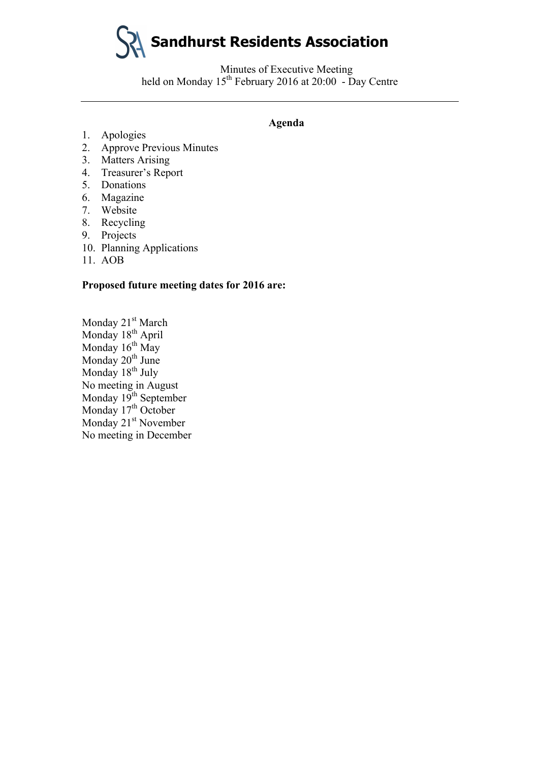# Sandhurst Residents Association

Minutes of Executive Meeting
held on Monday 15th February 2016 at 20:00 - Day Centre

---

## Agenda

1. Apologies
2. Approve Previous Minutes
3. Matters Arising
4. Treasurer's Report
5. Donations
6. Magazine
7. Website
8. Recycling
9. Projects
10. Planning Applications
11. AOB

**Proposed future meeting dates for 2016 are:**

Monday 21st March
Monday 18th April
Monday 16th May
Monday 20th June
Monday 18th July
No meeting in August
Monday 19th September
Monday 17th October
Monday 21st November
No meeting in December